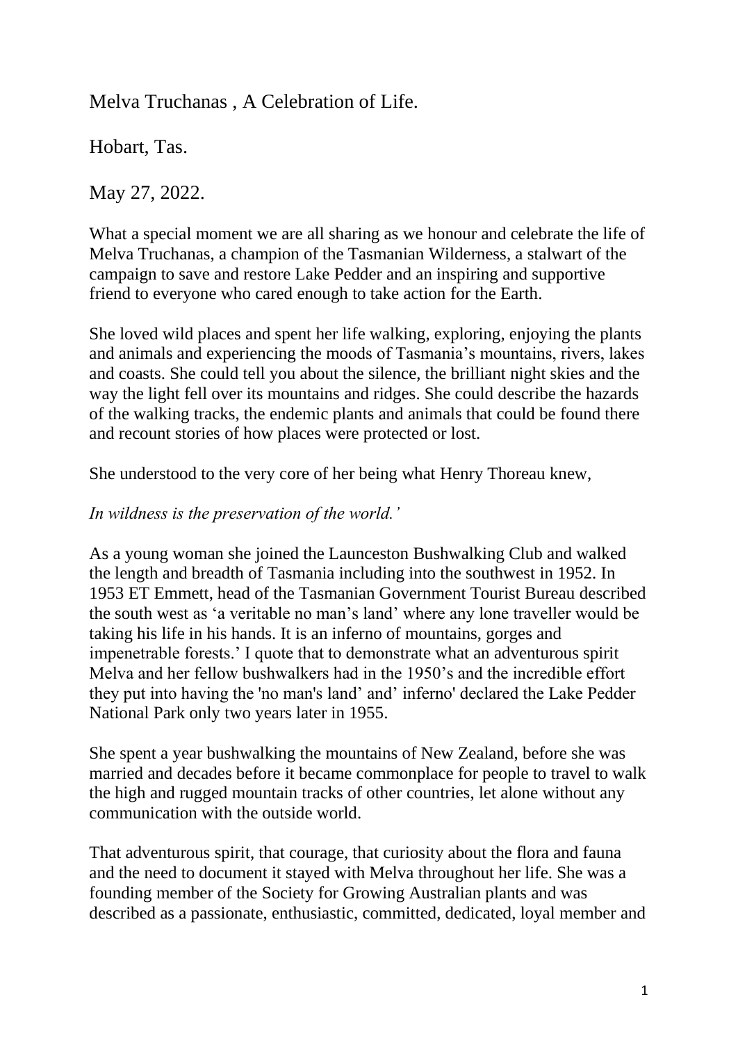Melva Truchanas , A Celebration of Life.

Hobart, Tas.

May 27, 2022.

What a special moment we are all sharing as we honour and celebrate the life of Melva Truchanas, a champion of the Tasmanian Wilderness, a stalwart of the campaign to save and restore Lake Pedder and an inspiring and supportive friend to everyone who cared enough to take action for the Earth.

She loved wild places and spent her life walking, exploring, enjoying the plants and animals and experiencing the moods of Tasmania's mountains, rivers, lakes and coasts. She could tell you about the silence, the brilliant night skies and the way the light fell over its mountains and ridges. She could describe the hazards of the walking tracks, the endemic plants and animals that could be found there and recount stories of how places were protected or lost.

She understood to the very core of her being what Henry Thoreau knew,

*In wildness is the preservation of the world.'*

As a young woman she joined the Launceston Bushwalking Club and walked the length and breadth of Tasmania including into the southwest in 1952. In 1953 ET Emmett, head of the Tasmanian Government Tourist Bureau described the south west as 'a veritable no man's land' where any lone traveller would be taking his life in his hands. It is an inferno of mountains, gorges and impenetrable forests.' I quote that to demonstrate what an adventurous spirit Melva and her fellow bushwalkers had in the 1950's and the incredible effort they put into having the 'no man's land' and' inferno' declared the Lake Pedder National Park only two years later in 1955.

She spent a year bushwalking the mountains of New Zealand, before she was married and decades before it became commonplace for people to travel to walk the high and rugged mountain tracks of other countries, let alone without any communication with the outside world.

That adventurous spirit, that courage, that curiosity about the flora and fauna and the need to document it stayed with Melva throughout her life. She was a founding member of the Society for Growing Australian plants and was described as a passionate, enthusiastic, committed, dedicated, loyal member and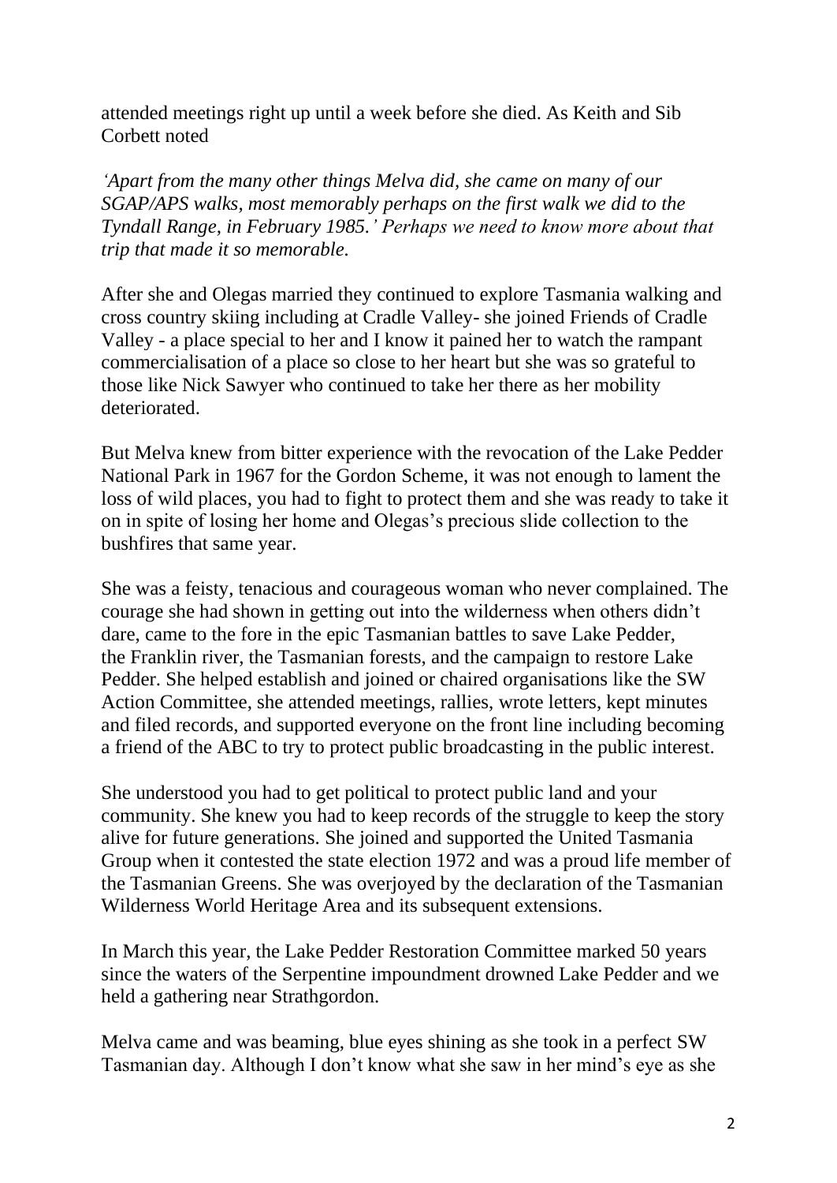attended meetings right up until a week before she died. As Keith and Sib Corbett noted

*'Apart from the many other things Melva did, she came on many of our SGAP/APS walks, most memorably perhaps on the first walk we did to the Tyndall Range, in February 1985.' Perhaps we need to know more about that trip that made it so memorable.*

After she and Olegas married they continued to explore Tasmania walking and cross country skiing including at Cradle Valley- she joined Friends of Cradle Valley - a place special to her and I know it pained her to watch the rampant commercialisation of a place so close to her heart but she was so grateful to those like Nick Sawyer who continued to take her there as her mobility deteriorated.

But Melva knew from bitter experience with the revocation of the Lake Pedder National Park in 1967 for the Gordon Scheme, it was not enough to lament the loss of wild places, you had to fight to protect them and she was ready to take it on in spite of losing her home and Olegas's precious slide collection to the bushfires that same year.

She was a feisty, tenacious and courageous woman who never complained. The courage she had shown in getting out into the wilderness when others didn't dare, came to the fore in the epic Tasmanian battles to save Lake Pedder, the Franklin river, the Tasmanian forests, and the campaign to restore Lake Pedder. She helped establish and joined or chaired organisations like the SW Action Committee, she attended meetings, rallies, wrote letters, kept minutes and filed records, and supported everyone on the front line including becoming a friend of the ABC to try to protect public broadcasting in the public interest.

She understood you had to get political to protect public land and your community. She knew you had to keep records of the struggle to keep the story alive for future generations. She joined and supported the United Tasmania Group when it contested the state election 1972 and was a proud life member of the Tasmanian Greens. She was overjoyed by the declaration of the Tasmanian Wilderness World Heritage Area and its subsequent extensions.

In March this year, the Lake Pedder Restoration Committee marked 50 years since the waters of the Serpentine impoundment drowned Lake Pedder and we held a gathering near Strathgordon.

Melva came and was beaming, blue eyes shining as she took in a perfect SW Tasmanian day. Although I don't know what she saw in her mind's eye as she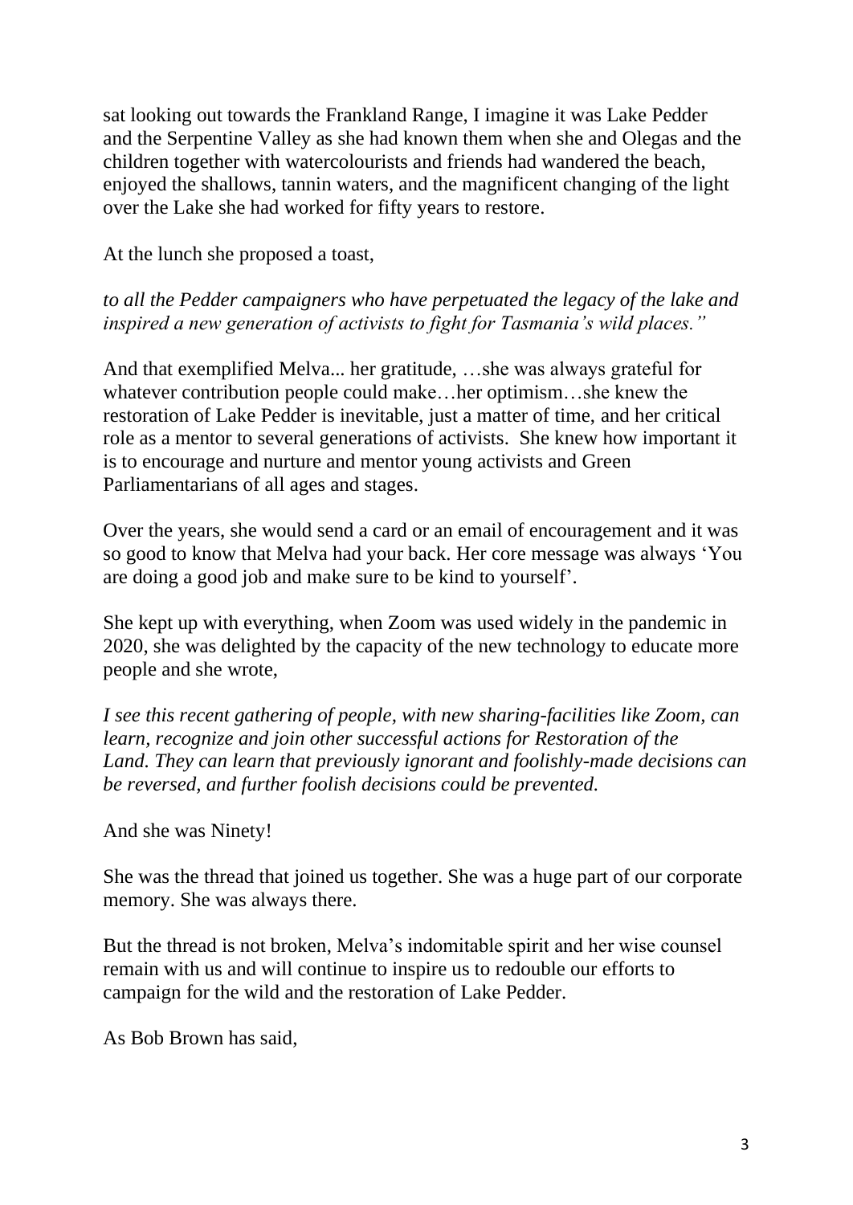sat looking out towards the Frankland Range, I imagine it was Lake Pedder and the Serpentine Valley as she had known them when she and Olegas and the children together with watercolourists and friends had wandered the beach, enjoyed the shallows, tannin waters, and the magnificent changing of the light over the Lake she had worked for fifty years to restore.

At the lunch she proposed a toast,

*to all the Pedder campaigners who have perpetuated the legacy of the lake and inspired a new generation of activists to fight for Tasmania's wild places."*

And that exemplified Melva... her gratitude, …she was always grateful for whatever contribution people could make…her optimism…she knew the restoration of Lake Pedder is inevitable, just a matter of time, and her critical role as a mentor to several generations of activists. She knew how important it is to encourage and nurture and mentor young activists and Green Parliamentarians of all ages and stages.

Over the years, she would send a card or an email of encouragement and it was so good to know that Melva had your back. Her core message was always 'You are doing a good job and make sure to be kind to yourself'.

She kept up with everything, when Zoom was used widely in the pandemic in 2020, she was delighted by the capacity of the new technology to educate more people and she wrote,

*I see this recent gathering of people, with new sharing-facilities like Zoom, can learn, recognize and join other successful actions for Restoration of the Land. They can learn that previously ignorant and foolishly-made decisions can be reversed, and further foolish decisions could be prevented.*

And she was Ninety!

She was the thread that joined us together. She was a huge part of our corporate memory. She was always there.

But the thread is not broken, Melva's indomitable spirit and her wise counsel remain with us and will continue to inspire us to redouble our efforts to campaign for the wild and the restoration of Lake Pedder.

As Bob Brown has said,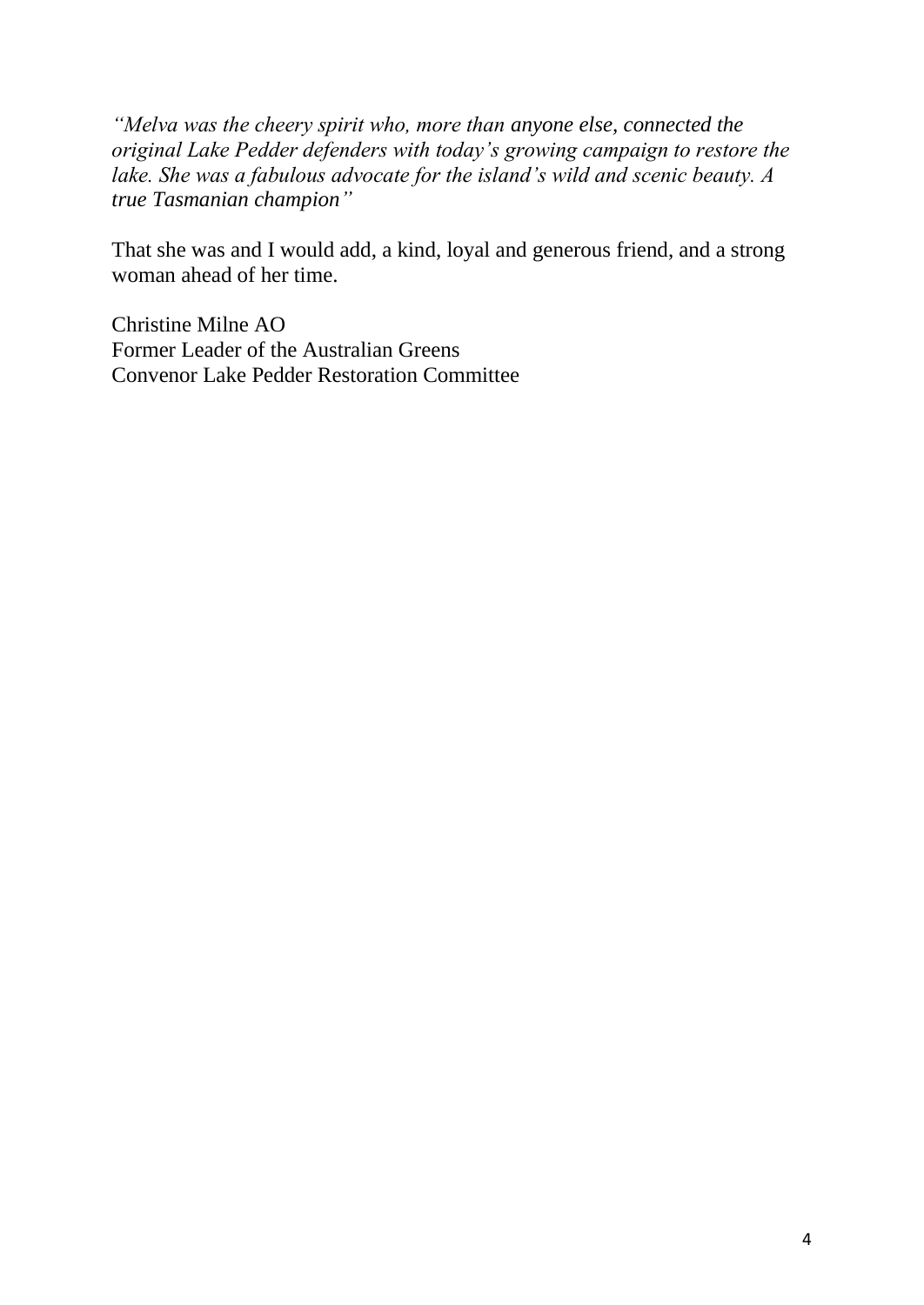*"Melva was the cheery spirit who, more than anyone else, connected the original Lake Pedder defenders with today's growing campaign to restore the lake. She was a fabulous advocate for the island's wild and scenic beauty. A true Tasmanian champion"*

That she was and I would add, a kind, loyal and generous friend, and a strong woman ahead of her time.

Christine Milne AO
Former Leader of the Australian Greens
Convenor Lake Pedder Restoration Committee